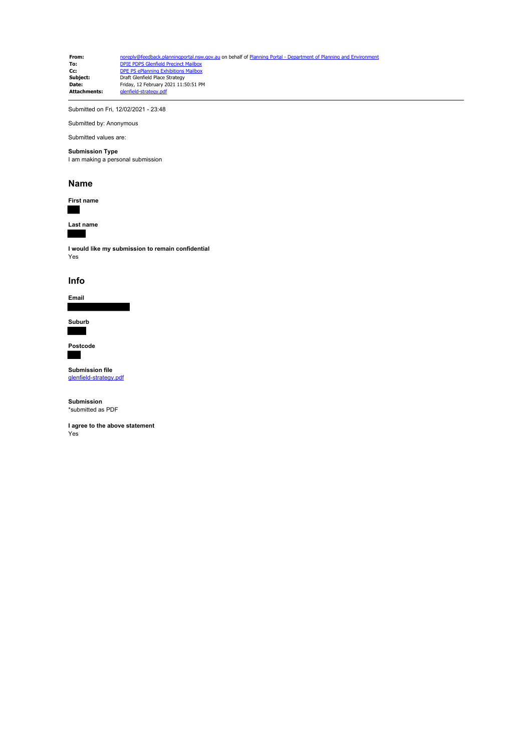| | |
|---|---|
| **From:** | noreply@feedback.planningportal.nsw.gov.au on behalf of Planning Portal - Department of Planning and Environment |
| **To:** | DPIE PDPS Glenfield Precinct Mailbox |
| **Cc:** | DPE PS ePlanning Exhibitions Mailbox |
| **Subject:** | Draft Glenfield Place Strategy |
| **Date:** | Friday, 12 February 2021 11:50:51 PM |
| **Attachments:** | glenfield-strategy.pdf |

---

Submitted on Fri, 12/02/2021 - 23:48

Submitted by: Anonymous

Submitted values are:

**Submission Type**
I am making a personal submission

## Name

**First name**

**Last name**

**I would like my submission to remain confidential**
Yes

## Info

**Email**

**Suburb**

**Postcode**

**Submission file**
glenfield-strategy.pdf

**Submission**
*submitted as PDF

**I agree to the above statement**
Yes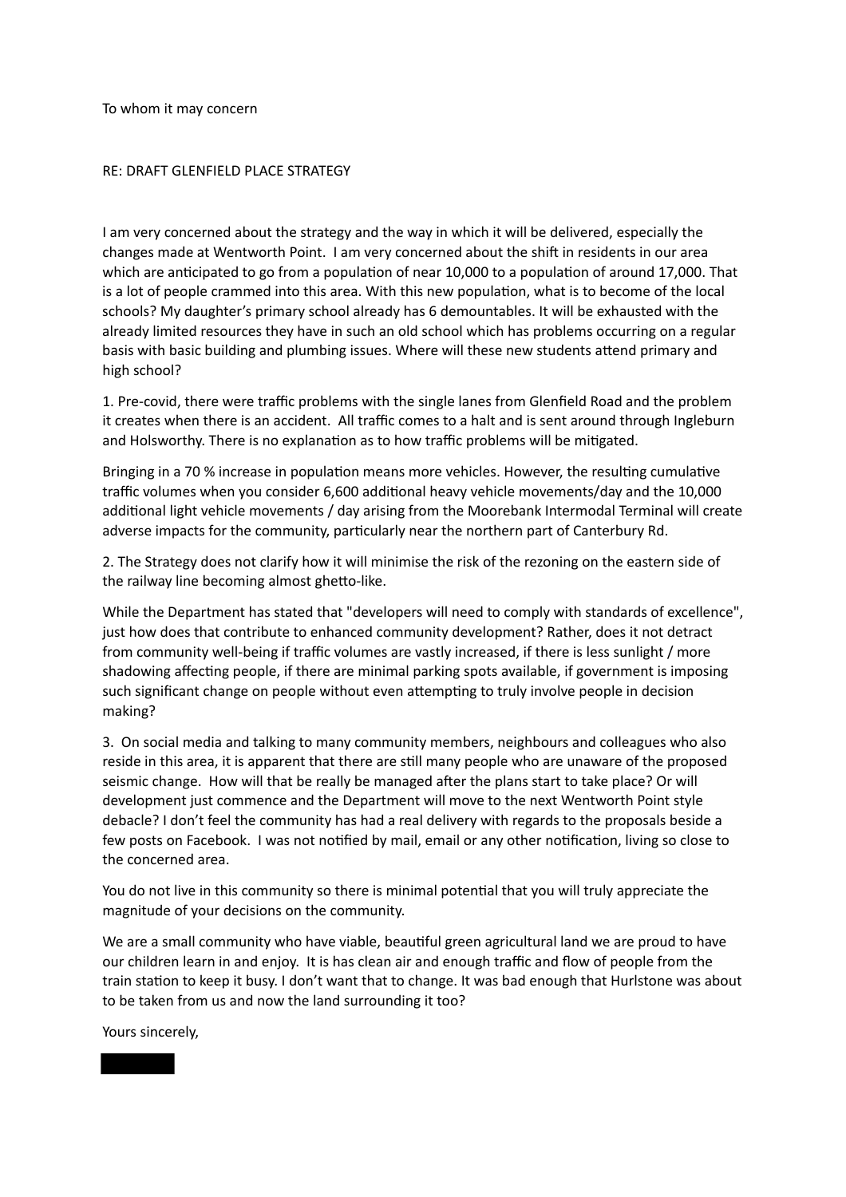To whom it may concern

RE: DRAFT GLENFIELD PLACE STRATEGY

I am very concerned about the strategy and the way in which it will be delivered, especially the changes made at Wentworth Point. I am very concerned about the shift in residents in our area which are anticipated to go from a population of near 10,000 to a population of around 17,000. That is a lot of people crammed into this area. With this new population, what is to become of the local schools? My daughter's primary school already has 6 demountables. It will be exhausted with the already limited resources they have in such an old school which has problems occurring on a regular basis with basic building and plumbing issues. Where will these new students attend primary and high school?

1. Pre-covid, there were traffic problems with the single lanes from Glenfield Road and the problem it creates when there is an accident. All traffic comes to a halt and is sent around through Ingleburn and Holsworthy. There is no explanation as to how traffic problems will be mitigated.

Bringing in a 70 % increase in population means more vehicles. However, the resulting cumulative traffic volumes when you consider 6,600 additional heavy vehicle movements/day and the 10,000 additional light vehicle movements / day arising from the Moorebank Intermodal Terminal will create adverse impacts for the community, particularly near the northern part of Canterbury Rd.

2. The Strategy does not clarify how it will minimise the risk of the rezoning on the eastern side of the railway line becoming almost ghetto-like.

While the Department has stated that "developers will need to comply with standards of excellence", just how does that contribute to enhanced community development? Rather, does it not detract from community well-being if traffic volumes are vastly increased, if there is less sunlight / more shadowing affecting people, if there are minimal parking spots available, if government is imposing such significant change on people without even attempting to truly involve people in decision making?

3. On social media and talking to many community members, neighbours and colleagues who also reside in this area, it is apparent that there are still many people who are unaware of the proposed seismic change. How will that be really be managed after the plans start to take place? Or will development just commence and the Department will move to the next Wentworth Point style debacle? I don't feel the community has had a real delivery with regards to the proposals beside a few posts on Facebook. I was not notified by mail, email or any other notification, living so close to the concerned area.

You do not live in this community so there is minimal potential that you will truly appreciate the magnitude of your decisions on the community.

We are a small community who have viable, beautiful green agricultural land we are proud to have our children learn in and enjoy. It is has clean air and enough traffic and flow of people from the train station to keep it busy. I don't want that to change. It was bad enough that Hurlstone was about to be taken from us and now the land surrounding it too?

Yours sincerely,